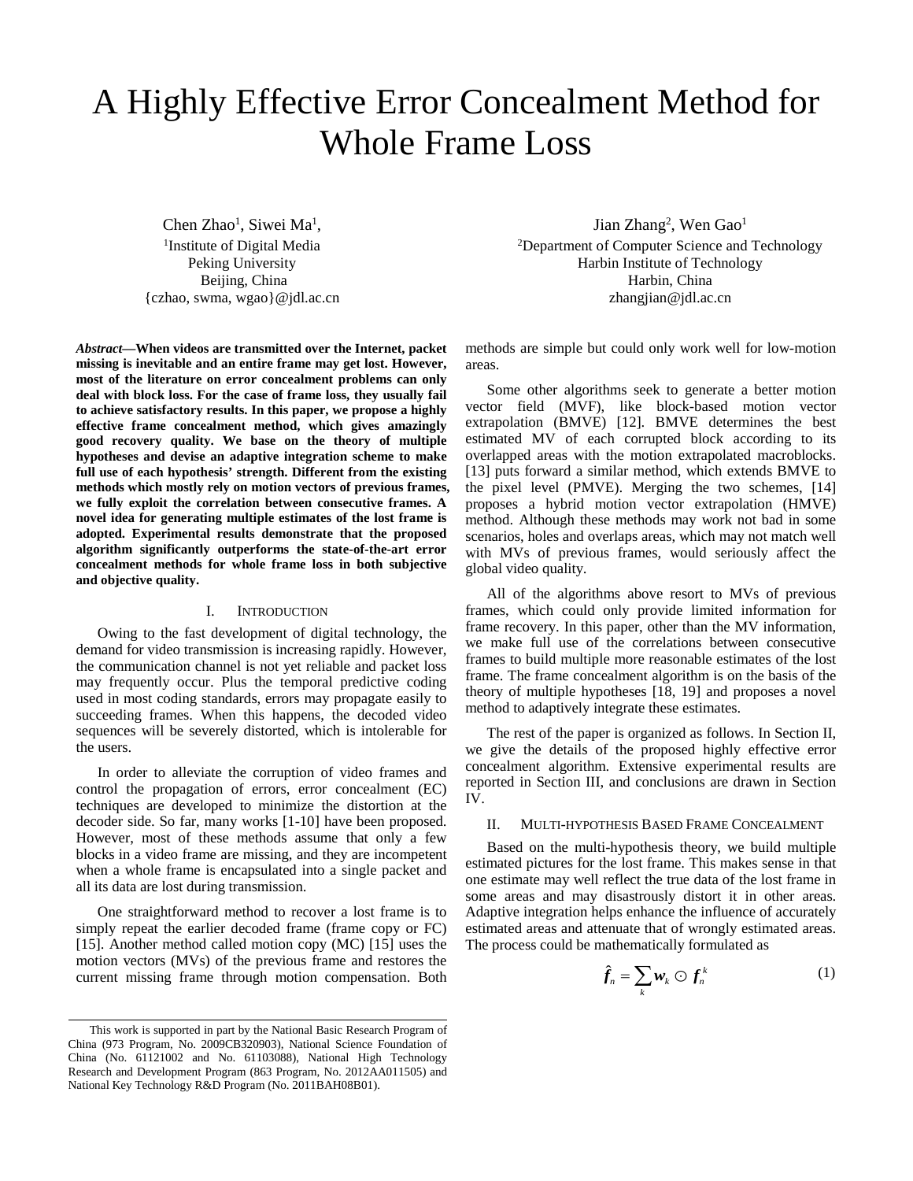# A Highly Effective Error Concealment Method for Whole Frame Loss

Chen Zhao[1], Siwei Ma[1],
[1]Institute of Digital Media
Peking University
Beijing, China
{czhao, swma, wgao}@jdl.ac.cn

Jian Zhang[2], Wen Gao[1]
[2]Department of Computer Science and Technology
Harbin Institute of Technology
Harbin, China
zhangjian@jdl.ac.cn

***Abstract*—When videos are transmitted over the Internet, packet missing is inevitable and an entire frame may get lost. However, most of the literature on error concealment problems can only deal with block loss. For the case of frame loss, they usually fail to achieve satisfactory results. In this paper, we propose a highly effective frame concealment method, which gives amazingly good recovery quality. We base on the theory of multiple hypotheses and devise an adaptive integration scheme to make full use of each hypothesis' strength. Different from the existing methods which mostly rely on motion vectors of previous frames, we fully exploit the correlation between consecutive frames. A novel idea for generating multiple estimates of the lost frame is adopted. Experimental results demonstrate that the proposed algorithm significantly outperforms the state-of-the-art error concealment methods for whole frame loss in both subjective and objective quality.**

## I. Introduction

Owing to the fast development of digital technology, the demand for video transmission is increasing rapidly. However, the communication channel is not yet reliable and packet loss may frequently occur. Plus the temporal predictive coding used in most coding standards, errors may propagate easily to succeeding frames. When this happens, the decoded video sequences will be severely distorted, which is intolerable for the users.

In order to alleviate the corruption of video frames and control the propagation of errors, error concealment (EC) techniques are developed to minimize the distortion at the decoder side. So far, many works [1-10] have been proposed. However, most of these methods assume that only a few blocks in a video frame are missing, and they are incompetent when a whole frame is encapsulated into a single packet and all its data are lost during transmission.

One straightforward method to recover a lost frame is to simply repeat the earlier decoded frame (frame copy or FC) [15]. Another method called motion copy (MC) [15] uses the motion vectors (MVs) of the previous frame and restores the current missing frame through motion compensation. Both methods are simple but could only work well for low-motion areas.

Some other algorithms seek to generate a better motion vector field (MVF), like block-based motion vector extrapolation (BMVE) [12]. BMVE determines the best estimated MV of each corrupted block according to its overlapped areas with the motion extrapolated macroblocks. [13] puts forward a similar method, which extends BMVE to the pixel level (PMVE). Merging the two schemes, [14] proposes a hybrid motion vector extrapolation (HMVE) method. Although these methods may work not bad in some scenarios, holes and overlaps areas, which may not match well with MVs of previous frames, would seriously affect the global video quality.

All of the algorithms above resort to MVs of previous frames, which could only provide limited information for frame recovery. In this paper, other than the MV information, we make full use of the correlations between consecutive frames to build multiple more reasonable estimates of the lost frame. The frame concealment algorithm is on the basis of the theory of multiple hypotheses [18, 19] and proposes a novel method to adaptively integrate these estimates.

The rest of the paper is organized as follows. In Section II, we give the details of the proposed highly effective error concealment algorithm. Extensive experimental results are reported in Section III, and conclusions are drawn in Section IV.

## II. Multi-hypothesis Based Frame Concealment

Based on the multi-hypothesis theory, we build multiple estimated pictures for the lost frame. This makes sense in that one estimate may well reflect the true data of the lost frame in some areas and may disastrously distort it in other areas. Adaptive integration helps enhance the influence of accurately estimated areas and attenuate that of wrongly estimated areas. The process could be mathematically formulated as

$$\hat{\boldsymbol{f}}_n = \sum_k \boldsymbol{w}_k \odot \boldsymbol{f}_n^k \tag{1}$$

This work is supported in part by the National Basic Research Program of China (973 Program, No. 2009CB320903), National Science Foundation of China (No. 61121002 and No. 61103088), National High Technology Research and Development Program (863 Program, No. 2012AA011505) and National Key Technology R&D Program (No. 2011BAH08B01).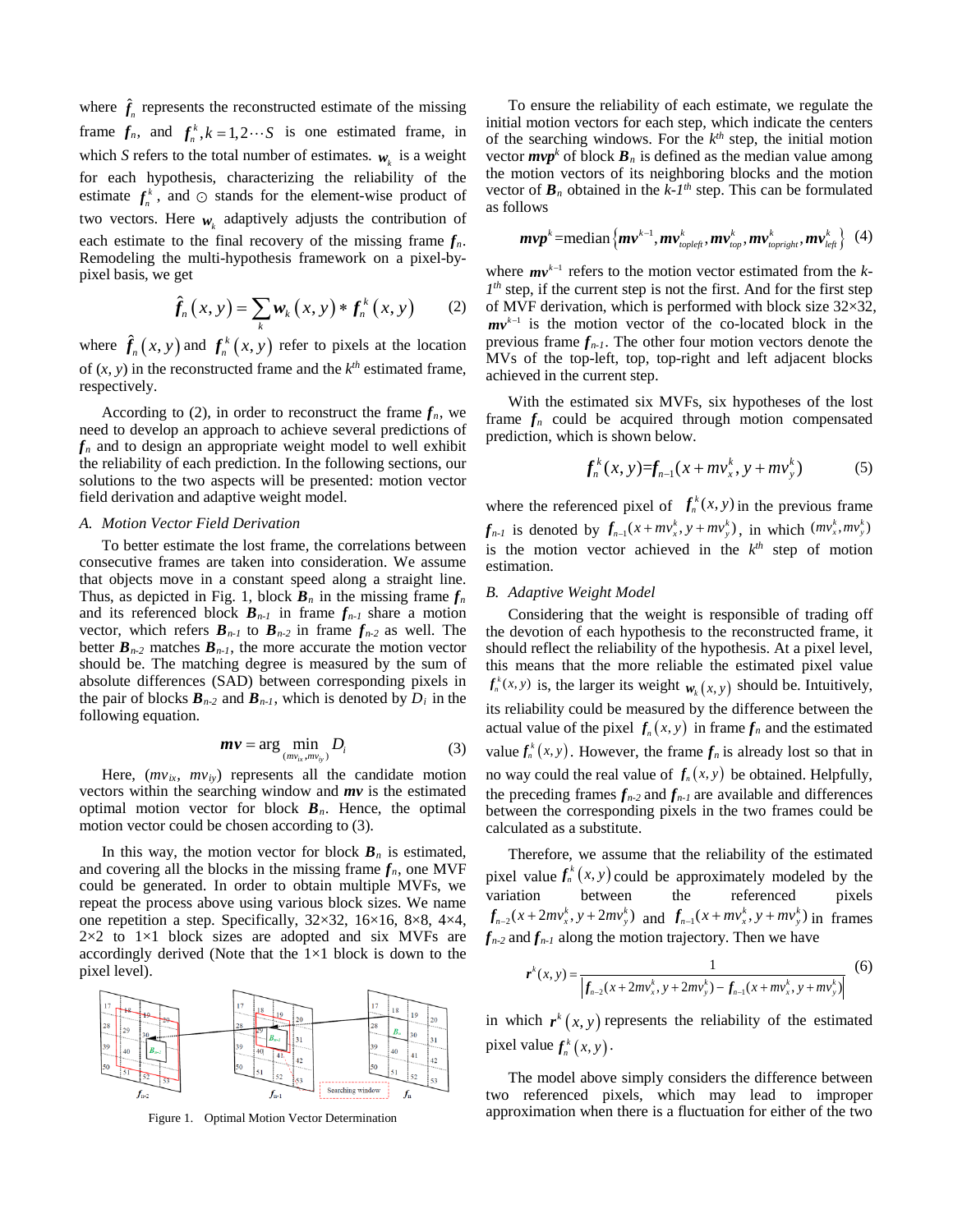where $\hat{f}_n$ represents the reconstructed estimate of the missing frame $f_n$, and $f_n^k, k = 1,2\cdots S$ is one estimated frame, in which $S$ refers to the total number of estimates. $w_k$ is a weight for each hypothesis, characterizing the reliability of the estimate $f_n^k$, and $\odot$ stands for the element-wise product of two vectors. Here $w_k$ adaptively adjusts the contribution of each estimate to the final recovery of the missing frame $f_n$. Remodeling the multi-hypothesis framework on a pixel-by-pixel basis, we get

$$\hat{f}_n(x,y) = \sum_k w_k(x,y) * f_n^k(x,y) \tag{2}$$

where $\hat{f}_n(x,y)$ and $f_n^k(x,y)$ refer to pixels at the location of $(x, y)$ in the reconstructed frame and the $k^{th}$ estimated frame, respectively.

According to (2), in order to reconstruct the frame $f_n$, we need to develop an approach to achieve several predictions of $f_n$ and to design an appropriate weight model to well exhibit the reliability of each prediction. In the following sections, our solutions to the two aspects will be presented: motion vector field derivation and adaptive weight model.

### A. Motion Vector Field Derivation

To better estimate the lost frame, the correlations between consecutive frames are taken into consideration. We assume that objects move in a constant speed along a straight line. Thus, as depicted in Fig. 1, block $B_n$ in the missing frame $f_n$ and its referenced block $B_{n-1}$ in frame $f_{n-1}$ share a motion vector, which refers $B_{n-1}$ to $B_{n-2}$ in frame $f_{n-2}$ as well. The better $B_{n-2}$ matches $B_{n-1}$, the more accurate the motion vector should be. The matching degree is measured by the sum of absolute differences (SAD) between corresponding pixels in the pair of blocks $B_{n-2}$ and $B_{n-1}$, which is denoted by $D_i$ in the following equation.

$$mv = \arg \min_{(mv_{ix}, mv_{iy})} D_i \tag{3}$$

Here, $(mv_{ix}, mv_{iy})$ represents all the candidate motion vectors within the searching window and $mv$ is the estimated optimal motion vector for block $B_n$. Hence, the optimal motion vector could be chosen according to (3).

In this way, the motion vector for block $B_n$ is estimated, and covering all the blocks in the missing frame $f_n$, one MVF could be generated. In order to obtain multiple MVFs, we repeat the process above using various block sizes. We name one repetition a step. Specifically, 32×32, 16×16, 8×8, 4×4, 2×2 to 1×1 block sizes are adopted and six MVFs are accordingly derived (Note that the 1×1 block is down to the pixel level).

Figure 1. Optimal Motion Vector Determination

To ensure the reliability of each estimate, we regulate the initial motion vectors for each step, which indicate the centers of the searching windows. For the $k^{th}$ step, the initial motion vector $mvp^k$ of block $B_n$ is defined as the median value among the motion vectors of its neighboring blocks and the motion vector of $B_n$ obtained in the $k$-$1^{th}$ step. This can be formulated as follows

$$mvp^k = \text{median}\left\{mv^{k-1}, mv^k_{topleft}, mv^k_{top}, mv^k_{topright}, mv^k_{left}\right\} \tag{4}$$

where $mv^{k-1}$ refers to the motion vector estimated from the $k$-$1^{th}$ step, if the current step is not the first. And for the first step of MVF derivation, which is performed with block size 32×32, $mv^{k-1}$ is the motion vector of the co-located block in the previous frame $f_{n-1}$. The other four motion vectors denote the MVs of the top-left, top, top-right and left adjacent blocks achieved in the current step.

With the estimated six MVFs, six hypotheses of the lost frame $f_n$ could be acquired through motion compensated prediction, which is shown below.

$$f_n^k(x,y) = f_{n-1}(x + mv_x^k, y + mv_y^k) \tag{5}$$

where the referenced pixel of $f_n^k(x,y)$ in the previous frame $f_{n-1}$ is denoted by $f_{n-1}(x + mv_x^k, y + mv_y^k)$, in which $(mv_x^k, mv_y^k)$ is the motion vector achieved in the $k^{th}$ step of motion estimation.

### B. Adaptive Weight Model

Considering that the weight is responsible for trading off the devotion of each hypothesis to the reconstructed frame, it should reflect the reliability of the hypothesis. At a pixel level, this means that the more reliable the estimated pixel value $f_n^k(x,y)$ is, the larger its weight $w_k(x,y)$ should be. Intuitively, its reliability could be measured by the difference between the actual value of the pixel $f_n(x,y)$ in frame $f_n$ and the estimated value $f_n^k(x,y)$. However, the frame $f_n$ is already lost so that in no way could the real value of $f_n(x,y)$ be obtained. Helpfully, the preceding frames $f_{n-2}$ and $f_{n-1}$ are available and differences between the corresponding pixels in the two frames could be calculated as a substitute.

Therefore, we assume that the reliability of the estimated pixel value $f_n^k(x,y)$ could be approximately modeled by the variation between the referenced pixels $f_{n-2}(x + 2mv_x^k, y + 2mv_y^k)$ and $f_{n-1}(x + mv_x^k, y + mv_y^k)$ in frames $f_{n-2}$ and $f_{n-1}$ along the motion trajectory. Then we have

$$r^k(x,y) = \frac{1}{\left|f_{n-2}(x + 2mv_x^k, y + 2mv_y^k) - f_{n-1}(x + mv_x^k, y + mv_y^k)\right|} \tag{6}$$

in which $r^k(x,y)$ represents the reliability of the estimated pixel value $f_n^k(x,y)$.

The model above simply considers the difference between two referenced pixels, which may lead to improper approximation when there is a fluctuation for either of the two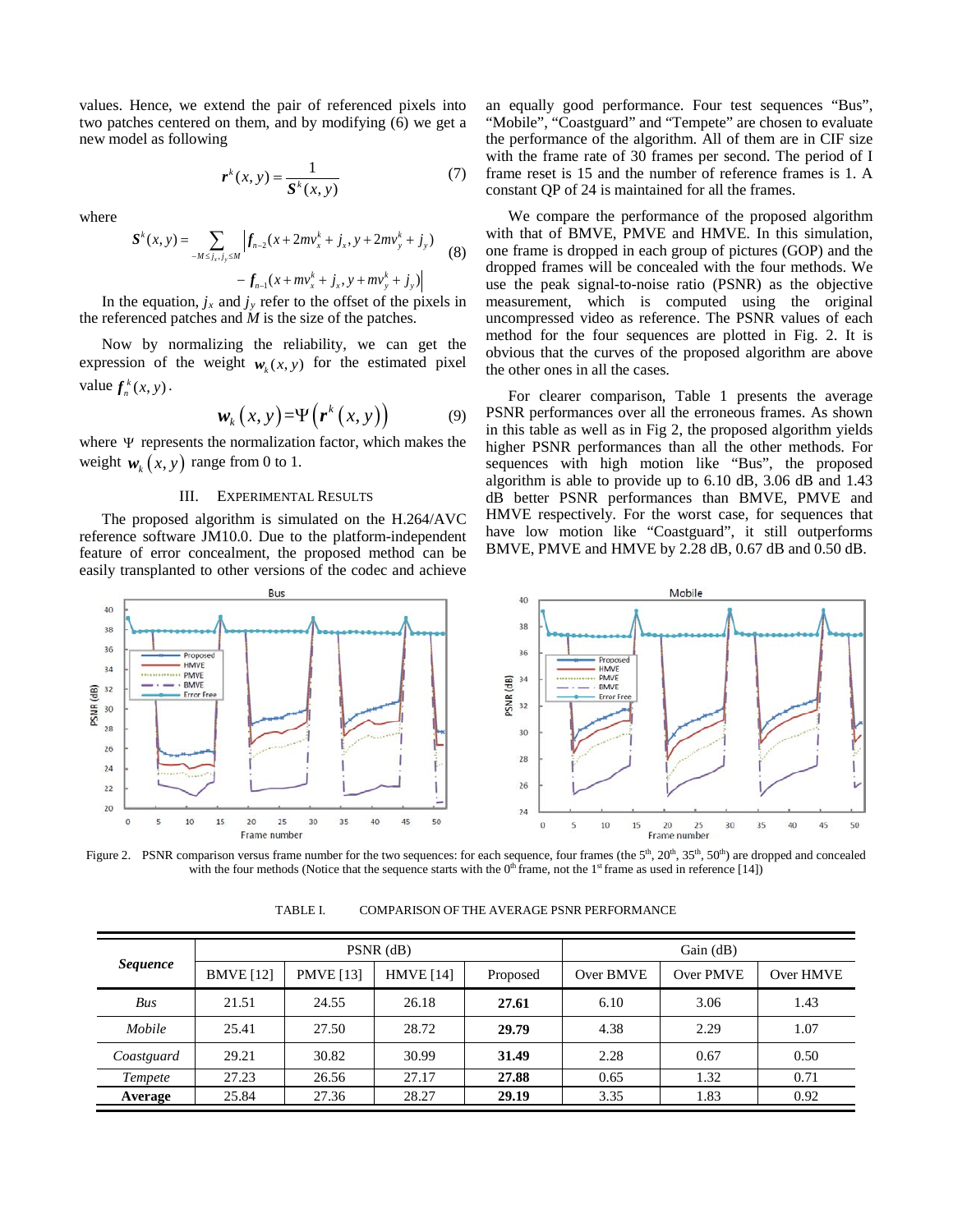values. Hence, we extend the pair of referenced pixels into two patches centered on them, and by modifying (6) we get a new model as following

$$\boldsymbol{r}^k(x,y) = \frac{1}{\boldsymbol{S}^k(x,y)} \tag{7}$$

where

$$\boldsymbol{S}^k(x,y) = \sum_{-M \le j_x, j_y \le M} \left| \boldsymbol{f}_{n-2}(x + 2mv_x^k + j_x, y + 2mv_y^k + j_y) - \boldsymbol{f}_{n-1}(x + mv_x^k + j_x, y + mv_y^k + j_y) \right| \tag{8}$$

In the equation, $j_x$ and $j_y$ refer to the offset of the pixels in the referenced patches and $M$ is the size of the patches.

Now by normalizing the reliability, we can get the expression of the weight $\boldsymbol{w}_k(x,y)$ for the estimated pixel value $\boldsymbol{f}_n^k(x,y)$.

$$\boldsymbol{w}_k(x,y) = \Psi\left(\boldsymbol{r}^k(x,y)\right) \tag{9}$$

where $\Psi$ represents the normalization factor, which makes the weight $\boldsymbol{w}_k(x,y)$ range from 0 to 1.

## III. Experimental Results

The proposed algorithm is simulated on the H.264/AVC reference software JM10.0. Due to the platform-independent feature of error concealment, the proposed method can be easily transplanted to other versions of the codec and achieve an equally good performance. Four test sequences "Bus", "Mobile", "Coastguard" and "Tempete" are chosen to evaluate the performance of the algorithm. All of them are in CIF size with the frame rate of 30 frames per second. The period of I frame reset is 15 and the number of reference frames is 1. A constant QP of 24 is maintained for all the frames.

We compare the performance of the proposed algorithm with that of BMVE, PMVE and HMVE. In this simulation, one frame is dropped in each group of pictures (GOP) and the dropped frames will be concealed with the four methods. We use the peak signal-to-noise ratio (PSNR) as the objective measurement, which is computed using the original uncompressed video as reference. The PSNR values of each method for the four sequences are plotted in Fig. 2. It is obvious that the curves of the proposed algorithm are above the other ones in all the cases.

For clearer comparison, Table 1 presents the average PSNR performances over all the erroneous frames. As shown in this table as well as in Fig 2, the proposed algorithm yields higher PSNR performances than all the other methods. For sequences with high motion like "Bus", the proposed algorithm is able to provide up to 6.10 dB, 3.06 dB and 1.43 dB better PSNR performances than BMVE, PMVE and HMVE respectively. For the worst case, for sequences that have low motion like "Coastguard", it still outperforms BMVE, PMVE and HMVE by 2.28 dB, 0.67 dB and 0.50 dB.

Figure 2. PSNR comparison versus frame number for the two sequences: for each sequence, four frames (the 5th, 20th, 35th, 50th) are dropped and concealed with the four methods (Notice that the sequence starts with the 0th frame, not the 1st frame as used in reference [14])

TABLE I. COMPARISON OF THE AVERAGE PSNR PERFORMANCE

| ***Sequence*** | PSNR (dB) | | | | Gain (dB) | | |
|---|---|---|---|---|---|---|---|
| | BMVE [12] | PMVE [13] | HMVE [14] | Proposed | Over BMVE | Over PMVE | Over HMVE |
| *Bus* | 21.51 | 24.55 | 26.18 | **27.61** | 6.10 | 3.06 | 1.43 |
| *Mobile* | 25.41 | 27.50 | 28.72 | **29.79** | 4.38 | 2.29 | 1.07 |
| *Coastguard* | 29.21 | 30.82 | 30.99 | **31.49** | 2.28 | 0.67 | 0.50 |
| *Tempete* | 27.23 | 26.56 | 27.17 | **27.88** | 0.65 | 1.32 | 0.71 |
| **Average** | 25.84 | 27.36 | 28.27 | **29.19** | 3.35 | 1.83 | 0.92 |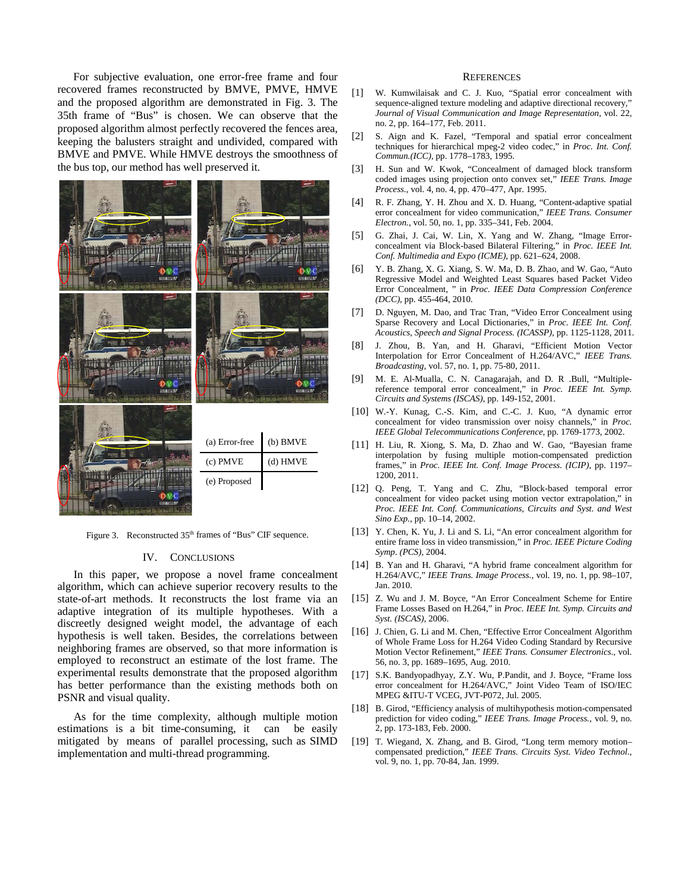For subjective evaluation, one error-free frame and four recovered frames reconstructed by BMVE, PMVE, HMVE and the proposed algorithm are demonstrated in Fig. 3. The 35th frame of "Bus" is chosen. We can observe that the proposed algorithm almost perfectly recovered the fences area, keeping the balusters straight and undivided, compared with BMVE and PMVE. While HMVE destroys the smoothness of the bus top, our method has well preserved it.

| | |
|---|---|
| (a) Error-free | (b) BMVE |
| (c) PMVE | (d) HMVE |
| (e) Proposed | |

Figure 3. Reconstructed 35th frames of "Bus" CIF sequence.

## IV. Conclusions

In this paper, we propose a novel frame concealment algorithm, which can achieve superior recovery results to the state-of-art methods. It reconstructs the lost frame via an adaptive integration of its multiple hypotheses. With a discreetly designed weight model, the advantage of each hypothesis is well taken. Besides, the correlations between neighboring frames are observed, so that more information is employed to reconstruct an estimate of the lost frame. The experimental results demonstrate that the proposed algorithm has better performance than the existing methods both on PSNR and visual quality.

As for the time complexity, although multiple motion estimations is a bit time-consuming, it can be easily mitigated by means of parallel processing, such as SIMD implementation and multi-thread programming.

## References

[1] W. Kumwilaisak and C. J. Kuo, "Spatial error concealment with sequence-aligned texture modeling and adaptive directional recovery," *Journal of Visual Communication and Image Representation*, vol. 22, no. 2, pp. 164–177, Feb. 2011.

[2] S. Aign and K. Fazel, "Temporal and spatial error concealment techniques for hierarchical mpeg-2 video codec," in *Proc. Int. Conf. Commun.(ICC)*, pp. 1778–1783, 1995.

[3] H. Sun and W. Kwok, "Concealment of damaged block transform coded images using projection onto convex set," *IEEE Trans. Image Process.*, vol. 4, no. 4, pp. 470–477, Apr. 1995.

[4] R. F. Zhang, Y. H. Zhou and X. D. Huang, "Content-adaptive spatial error concealment for video communication," *IEEE Trans. Consumer Electron.*, vol. 50, no. 1, pp. 335–341, Feb. 2004.

[5] G. Zhai, J. Cai, W. Lin, X. Yang and W. Zhang, "Image Error-concealment via Block-based Bilateral Filtering," in *Proc. IEEE Int. Conf. Multimedia and Expo (ICME)*, pp. 621–624, 2008.

[6] Y. B. Zhang, X. G. Xiang, S. W. Ma, D. B. Zhao, and W. Gao, "Auto Regressive Model and Weighted Least Squares based Packet Video Error Concealment, " in *Proc. IEEE Data Compression Conference (DCC)*, pp. 455-464, 2010.

[7] D. Nguyen, M. Dao, and Trac Tran, "Video Error Concealment using Sparse Recovery and Local Dictionaries," in *Proc. IEEE Int. Conf. Acoustics, Speech and Signal Process. (ICASSP)*, pp. 1125-1128, 2011.

[8] J. Zhou, B. Yan, and H. Gharavi, "Efficient Motion Vector Interpolation for Error Concealment of H.264/AVC," *IEEE Trans. Broadcasting*, vol. 57, no. 1, pp. 75-80, 2011.

[9] M. E. Al-Mualla, C. N. Canagarajah, and D. R .Bull, "Multiple-reference temporal error concealment," in *Proc. IEEE Int. Symp. Circuits and Systems (ISCAS)*, pp. 149-152, 2001.

[10] W.-Y. Kunag, C.-S. Kim, and C.-C. J. Kuo, "A dynamic error concealment for video transmission over noisy channels," in *Proc. IEEE Global Telecommunications Conference*, pp. 1769-1773, 2002.

[11] H. Liu, R. Xiong, S. Ma, D. Zhao and W. Gao, "Bayesian frame interpolation by fusing multiple motion-compensated prediction frames," in *Proc. IEEE Int. Conf. Image Process. (ICIP)*, pp. 1197–1200, 2011.

[12] Q. Peng, T. Yang and C. Zhu, "Block-based temporal error concealment for video packet using motion vector extrapolation," in *Proc. IEEE Int. Conf. Communications, Circuits and Syst. and West Sino Exp.*, pp. 10–14, 2002.

[13] Y. Chen, K. Yu, J. Li and S. Li, "An error concealment algorithm for entire frame loss in video transmission," in *Proc. IEEE Picture Coding Symp. (PCS)*, 2004.

[14] B. Yan and H. Gharavi, "A hybrid frame concealment algorithm for H.264/AVC," *IEEE Trans. Image Process.*, vol. 19, no. 1, pp. 98–107, Jan. 2010.

[15] Z. Wu and J. M. Boyce, "An Error Concealment Scheme for Entire Frame Losses Based on H.264," in *Proc. IEEE Int. Symp. Circuits and Syst. (ISCAS)*, 2006.

[16] J. Chien, G. Li and M. Chen, "Effective Error Concealment Algorithm of Whole Frame Loss for H.264 Video Coding Standard by Recursive Motion Vector Refinement," *IEEE Trans. Consumer Electronics.*, vol. 56, no. 3, pp. 1689–1695, Aug. 2010.

[17] S.K. Bandyopadhyay, Z.Y. Wu, P.Pandit, and J. Boyce, "Frame loss error concealment for H.264/AVC," Joint Video Team of ISO/IEC MPEG &ITU-T VCEG, JVT-P072, Jul. 2005.

[18] B. Girod, "Efficiency analysis of multihypothesis motion-compensated prediction for video coding," *IEEE Trans. Image Process.*, vol. 9, no. 2, pp. 173-183, Feb. 2000.

[19] T. Wiegand, X. Zhang, and B. Girod, "Long term memory motion–compensated prediction," *IEEE Trans. Circuits Syst. Video Technol.*, vol. 9, no. 1, pp. 70-84, Jan. 1999.